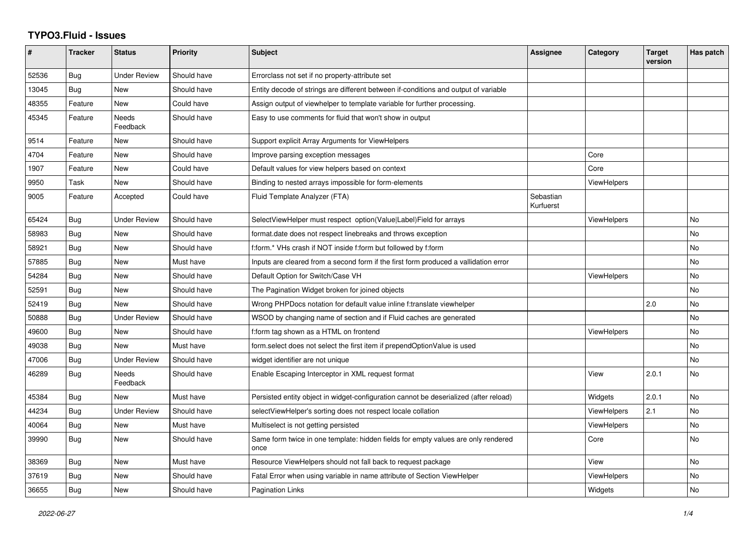# TYPO3.Fluid - Issues

| # | Tracker | Status | Priority | Subject | Assignee | Category | Target version | Has patch |
|---|---|---|---|---|---|---|---|---|
| 52536 | Bug | Under Review | Should have | Errorclass not set if no property-attribute set | | | | |
| 13045 | Bug | New | Should have | Entity decode of strings are different between if-conditions and output of variable | | | | |
| 48355 | Feature | New | Could have | Assign output of viewhelper to template variable for further processing. | | | | |
| 45345 | Feature | Needs Feedback | Should have | Easy to use comments for fluid that won't show in output | | | | |
| 9514 | Feature | New | Should have | Support explicit Array Arguments for ViewHelpers | | | | |
| 4704 | Feature | New | Should have | Improve parsing exception messages | | Core | | |
| 1907 | Feature | New | Could have | Default values for view helpers based on context | | Core | | |
| 9950 | Task | New | Should have | Binding to nested arrays impossible for form-elements | | ViewHelpers | | |
| 9005 | Feature | Accepted | Could have | Fluid Template Analyzer (FTA) | Sebastian Kurfuerst | | | |
| 65424 | Bug | Under Review | Should have | SelectViewHelper must respect option(Value\|Label)Field for arrays | | ViewHelpers | | No |
| 58983 | Bug | New | Should have | format.date does not respect linebreaks and throws exception | | | | No |
| 58921 | Bug | New | Should have | f:form.* VHs crash if NOT inside f:form but followed by f:form | | | | No |
| 57885 | Bug | New | Must have | Inputs are cleared from a second form if the first form produced a vallidation error | | | | No |
| 54284 | Bug | New | Should have | Default Option for Switch/Case VH | | ViewHelpers | | No |
| 52591 | Bug | New | Should have | The Pagination Widget broken for joined objects | | | | No |
| 52419 | Bug | New | Should have | Wrong PHPDocs notation for default value inline f:translate viewhelper | | | 2.0 | No |
| 50888 | Bug | Under Review | Should have | WSOD by changing name of section and if Fluid caches are generated | | | | No |
| 49600 | Bug | New | Should have | f:form tag shown as a HTML on frontend | | ViewHelpers | | No |
| 49038 | Bug | New | Must have | form.select does not select the first item if prependOptionValue is used | | | | No |
| 47006 | Bug | Under Review | Should have | widget identifier are not unique | | | | No |
| 46289 | Bug | Needs Feedback | Should have | Enable Escaping Interceptor in XML request format | | View | 2.0.1 | No |
| 45384 | Bug | New | Must have | Persisted entity object in widget-configuration cannot be deserialized (after reload) | | Widgets | 2.0.1 | No |
| 44234 | Bug | Under Review | Should have | selectViewHelper's sorting does not respect locale collation | | ViewHelpers | 2.1 | No |
| 40064 | Bug | New | Must have | Multiselect is not getting persisted | | ViewHelpers | | No |
| 39990 | Bug | New | Should have | Same form twice in one template: hidden fields for empty values are only rendered once | | Core | | No |
| 38369 | Bug | New | Must have | Resource ViewHelpers should not fall back to request package | | View | | No |
| 37619 | Bug | New | Should have | Fatal Error when using variable in name attribute of Section ViewHelper | | ViewHelpers | | No |
| 36655 | Bug | New | Should have | Pagination Links | | Widgets | | No |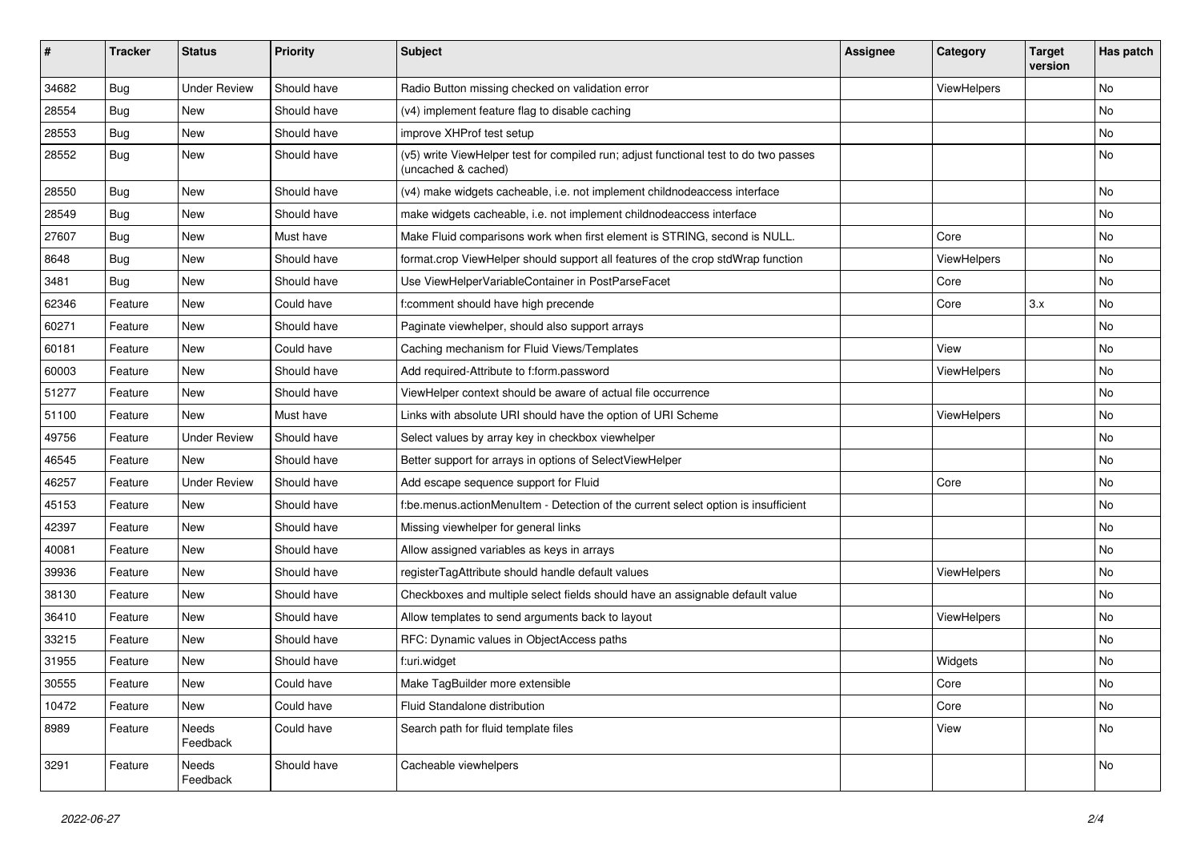| # | Tracker | Status | Priority | Subject | Assignee | Category | Target version | Has patch |
|---|---|---|---|---|---|---|---|---|
| 34682 | Bug | Under Review | Should have | Radio Button missing checked on validation error | | ViewHelpers | | No |
| 28554 | Bug | New | Should have | (v4) implement feature flag to disable caching | | | | No |
| 28553 | Bug | New | Should have | improve XHProf test setup | | | | No |
| 28552 | Bug | New | Should have | (v5) write ViewHelper test for compiled run; adjust functional test to do two passes (uncached & cached) | | | | No |
| 28550 | Bug | New | Should have | (v4) make widgets cacheable, i.e. not implement childnodeaccess interface | | | | No |
| 28549 | Bug | New | Should have | make widgets cacheable, i.e. not implement childnodeaccess interface | | | | No |
| 27607 | Bug | New | Must have | Make Fluid comparisons work when first element is STRING, second is NULL. | | Core | | No |
| 8648 | Bug | New | Should have | format.crop ViewHelper should support all features of the crop stdWrap function | | ViewHelpers | | No |
| 3481 | Bug | New | Should have | Use ViewHelperVariableContainer in PostParseFacet | | Core | | No |
| 62346 | Feature | New | Could have | f:comment should have high precende | | Core | 3.x | No |
| 60271 | Feature | New | Should have | Paginate viewhelper, should also support arrays | | | | No |
| 60181 | Feature | New | Could have | Caching mechanism for Fluid Views/Templates | | View | | No |
| 60003 | Feature | New | Should have | Add required-Attribute to f:form.password | | ViewHelpers | | No |
| 51277 | Feature | New | Should have | ViewHelper context should be aware of actual file occurrence | | | | No |
| 51100 | Feature | New | Must have | Links with absolute URI should have the option of URI Scheme | | ViewHelpers | | No |
| 49756 | Feature | Under Review | Should have | Select values by array key in checkbox viewhelper | | | | No |
| 46545 | Feature | New | Should have | Better support for arrays in options of SelectViewHelper | | | | No |
| 46257 | Feature | Under Review | Should have | Add escape sequence support for Fluid | | Core | | No |
| 45153 | Feature | New | Should have | f:be.menus.actionMenuItem - Detection of the current select option is insufficient | | | | No |
| 42397 | Feature | New | Should have | Missing viewhelper for general links | | | | No |
| 40081 | Feature | New | Should have | Allow assigned variables as keys in arrays | | | | No |
| 39936 | Feature | New | Should have | registerTagAttribute should handle default values | | ViewHelpers | | No |
| 38130 | Feature | New | Should have | Checkboxes and multiple select fields should have an assignable default value | | | | No |
| 36410 | Feature | New | Should have | Allow templates to send arguments back to layout | | ViewHelpers | | No |
| 33215 | Feature | New | Should have | RFC: Dynamic values in ObjectAccess paths | | | | No |
| 31955 | Feature | New | Should have | f:uri.widget | | Widgets | | No |
| 30555 | Feature | New | Could have | Make TagBuilder more extensible | | Core | | No |
| 10472 | Feature | New | Could have | Fluid Standalone distribution | | Core | | No |
| 8989 | Feature | Needs Feedback | Could have | Search path for fluid template files | | View | | No |
| 3291 | Feature | Needs Feedback | Should have | Cacheable viewhelpers | | | | No |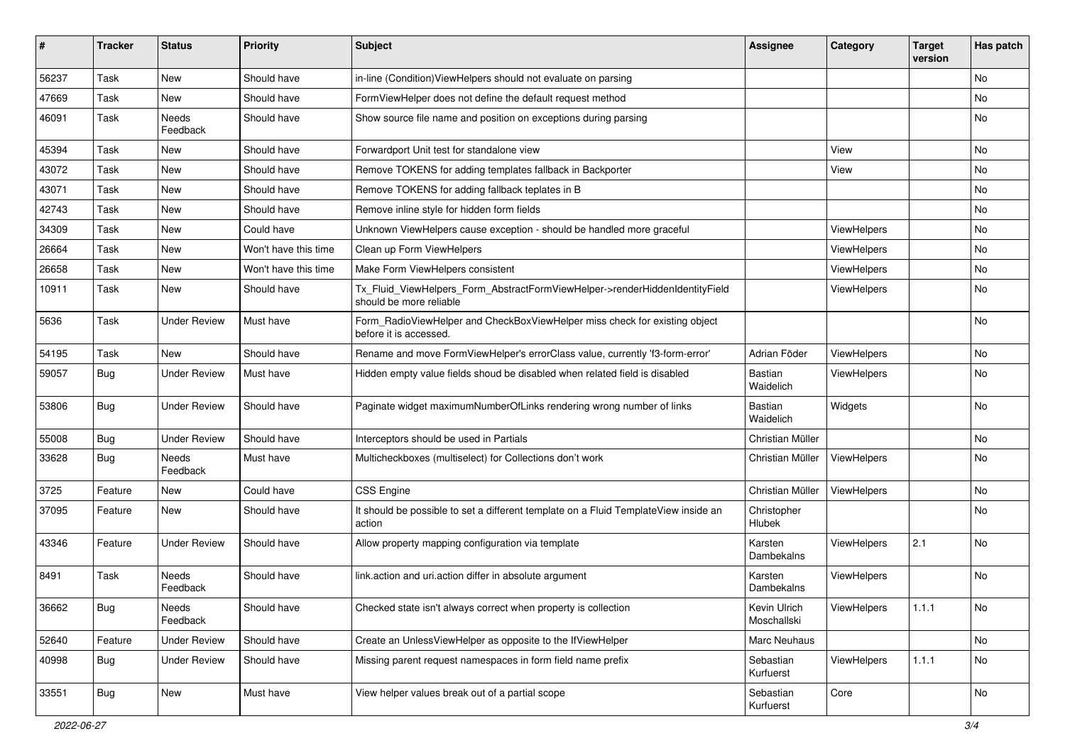| # | Tracker | Status | Priority | Subject | Assignee | Category | Target version | Has patch |
|---|---|---|---|---|---|---|---|---|
| 56237 | Task | New | Should have | in-line (Condition)ViewHelpers should not evaluate on parsing | | | | No |
| 47669 | Task | New | Should have | FormViewHelper does not define the default request method | | | | No |
| 46091 | Task | Needs Feedback | Should have | Show source file name and position on exceptions during parsing | | | | No |
| 45394 | Task | New | Should have | Forwardport Unit test for standalone view | | View | | No |
| 43072 | Task | New | Should have | Remove TOKENS for adding templates fallback in Backporter | | View | | No |
| 43071 | Task | New | Should have | Remove TOKENS for adding fallback teplates in B | | | | No |
| 42743 | Task | New | Should have | Remove inline style for hidden form fields | | | | No |
| 34309 | Task | New | Could have | Unknown ViewHelpers cause exception - should be handled more graceful | | ViewHelpers | | No |
| 26664 | Task | New | Won't have this time | Clean up Form ViewHelpers | | ViewHelpers | | No |
| 26658 | Task | New | Won't have this time | Make Form ViewHelpers consistent | | ViewHelpers | | No |
| 10911 | Task | New | Should have | Tx_Fluid_ViewHelpers_Form_AbstractFormViewHelper->renderHiddenIdentityField should be more reliable | | ViewHelpers | | No |
| 5636 | Task | Under Review | Must have | Form_RadioViewHelper and CheckBoxViewHelper miss check for existing object before it is accessed. | | | | No |
| 54195 | Task | New | Should have | Rename and move FormViewHelper's errorClass value, currently 'f3-form-error' | Adrian Föder | ViewHelpers | | No |
| 59057 | Bug | Under Review | Must have | Hidden empty value fields shoud be disabled when related field is disabled | Bastian Waidelich | ViewHelpers | | No |
| 53806 | Bug | Under Review | Should have | Paginate widget maximumNumberOfLinks rendering wrong number of links | Bastian Waidelich | Widgets | | No |
| 55008 | Bug | Under Review | Should have | Interceptors should be used in Partials | Christian Müller | | | No |
| 33628 | Bug | Needs Feedback | Must have | Multicheckboxes (multiselect) for Collections don't work | Christian Müller | ViewHelpers | | No |
| 3725 | Feature | New | Could have | CSS Engine | Christian Müller | ViewHelpers | | No |
| 37095 | Feature | New | Should have | It should be possible to set a different template on a Fluid TemplateView inside an action | Christopher Hlubek | | | No |
| 43346 | Feature | Under Review | Should have | Allow property mapping configuration via template | Karsten Dambekalns | ViewHelpers | 2.1 | No |
| 8491 | Task | Needs Feedback | Should have | link.action and uri.action differ in absolute argument | Karsten Dambekalns | ViewHelpers | | No |
| 36662 | Bug | Needs Feedback | Should have | Checked state isn't always correct when property is collection | Kevin Ulrich Moschallski | ViewHelpers | 1.1.1 | No |
| 52640 | Feature | Under Review | Should have | Create an UnlessViewHelper as opposite to the IfViewHelper | Marc Neuhaus | | | No |
| 40998 | Bug | Under Review | Should have | Missing parent request namespaces in form field name prefix | Sebastian Kurfuerst | ViewHelpers | 1.1.1 | No |
| 33551 | Bug | New | Must have | View helper values break out of a partial scope | Sebastian Kurfuerst | Core | | No |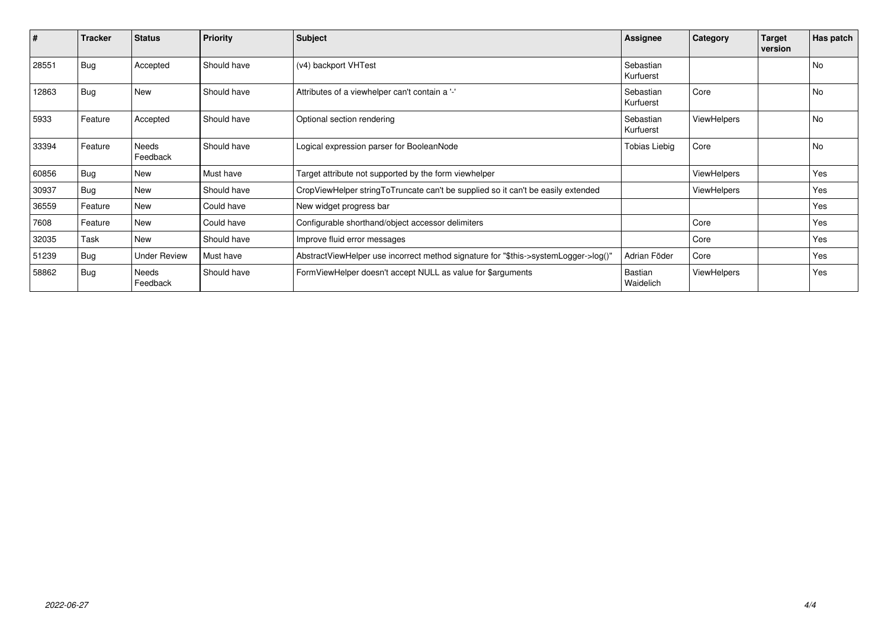| # | Tracker | Status | Priority | Subject | Assignee | Category | Target version | Has patch |
|---|---|---|---|---|---|---|---|---|
| 28551 | Bug | Accepted | Should have | (v4) backport VHTest | Sebastian Kurfuerst | | | No |
| 12863 | Bug | New | Should have | Attributes of a viewhelper can't contain a '-' | Sebastian Kurfuerst | Core | | No |
| 5933 | Feature | Accepted | Should have | Optional section rendering | Sebastian Kurfuerst | ViewHelpers | | No |
| 33394 | Feature | Needs Feedback | Should have | Logical expression parser for BooleanNode | Tobias Liebig | Core | | No |
| 60856 | Bug | New | Must have | Target attribute not supported by the form viewhelper | | ViewHelpers | | Yes |
| 30937 | Bug | New | Should have | CropViewHelper stringToTruncate can't be supplied so it can't be easily extended | | ViewHelpers | | Yes |
| 36559 | Feature | New | Could have | New widget progress bar | | | | Yes |
| 7608 | Feature | New | Could have | Configurable shorthand/object accessor delimiters | | Core | | Yes |
| 32035 | Task | New | Should have | Improve fluid error messages | | Core | | Yes |
| 51239 | Bug | Under Review | Must have | AbstractViewHelper use incorrect method signature for "$this->systemLogger->log()" | Adrian Föder | Core | | Yes |
| 58862 | Bug | Needs Feedback | Should have | FormViewHelper doesn't accept NULL as value for $arguments | Bastian Waidelich | ViewHelpers | | Yes |

*2022-06-27*